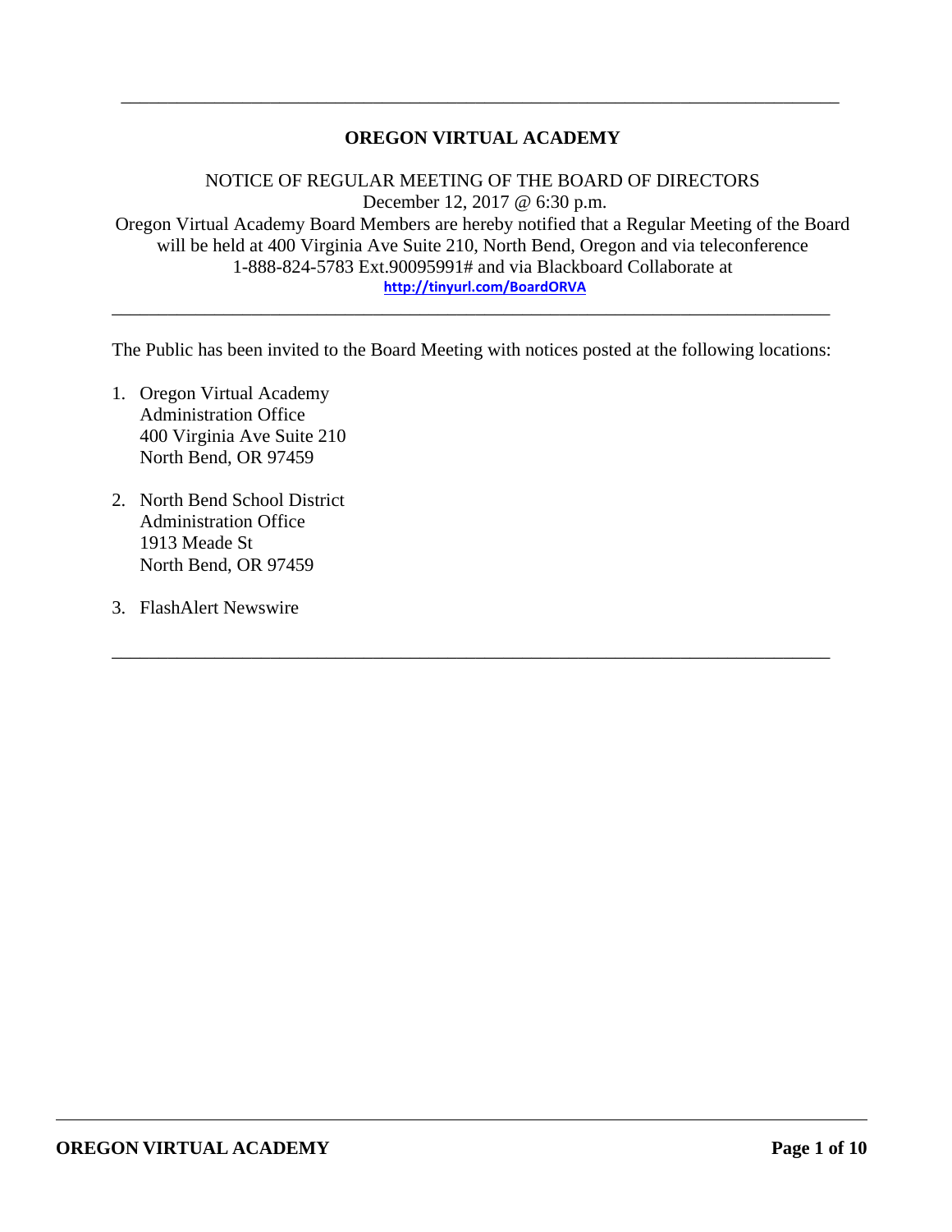---

# OREGON VIRTUAL ACADEMY

NOTICE OF REGULAR MEETING OF THE BOARD OF DIRECTORS
December 12, 2017 @ 6:30 p.m.
Oregon Virtual Academy Board Members are hereby notified that a Regular Meeting of the Board will be held at 400 Virginia Ave Suite 210, North Bend, Oregon and via teleconference 1-888-824-5783 Ext.90095991# and via Blackboard Collaborate at
**http://tinyurl.com/BoardORVA**

---

The Public has been invited to the Board Meeting with notices posted at the following locations:

1. Oregon Virtual Academy
   Administration Office
   400 Virginia Ave Suite 210
   North Bend, OR 97459

2. North Bend School District
   Administration Office
   1913 Meade St
   North Bend, OR 97459

3. FlashAlert Newswire

---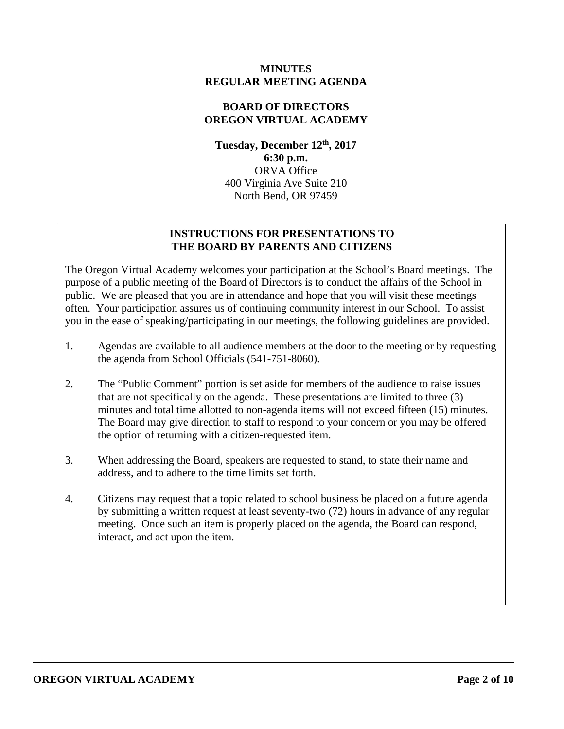# MINUTES
# REGULAR MEETING AGENDA

## BOARD OF DIRECTORS
## OREGON VIRTUAL ACADEMY

**Tuesday, December 12th, 2017**
**6:30 p.m.**
ORVA Office
400 Virginia Ave Suite 210
North Bend, OR 97459

### INSTRUCTIONS FOR PRESENTATIONS TO THE BOARD BY PARENTS AND CITIZENS

The Oregon Virtual Academy welcomes your participation at the School's Board meetings. The purpose of a public meeting of the Board of Directors is to conduct the affairs of the School in public. We are pleased that you are in attendance and hope that you will visit these meetings often. Your participation assures us of continuing community interest in our School. To assist you in the ease of speaking/participating in our meetings, the following guidelines are provided.

1. Agendas are available to all audience members at the door to the meeting or by requesting the agenda from School Officials (541-751-8060).
2. The "Public Comment" portion is set aside for members of the audience to raise issues that are not specifically on the agenda. These presentations are limited to three (3) minutes and total time allotted to non-agenda items will not exceed fifteen (15) minutes. The Board may give direction to staff to respond to your concern or you may be offered the option of returning with a citizen-requested item.
3. When addressing the Board, speakers are requested to stand, to state their name and address, and to adhere to the time limits set forth.
4. Citizens may request that a topic related to school business be placed on a future agenda by submitting a written request at least seventy-two (72) hours in advance of any regular meeting. Once such an item is properly placed on the agenda, the Board can respond, interact, and act upon the item.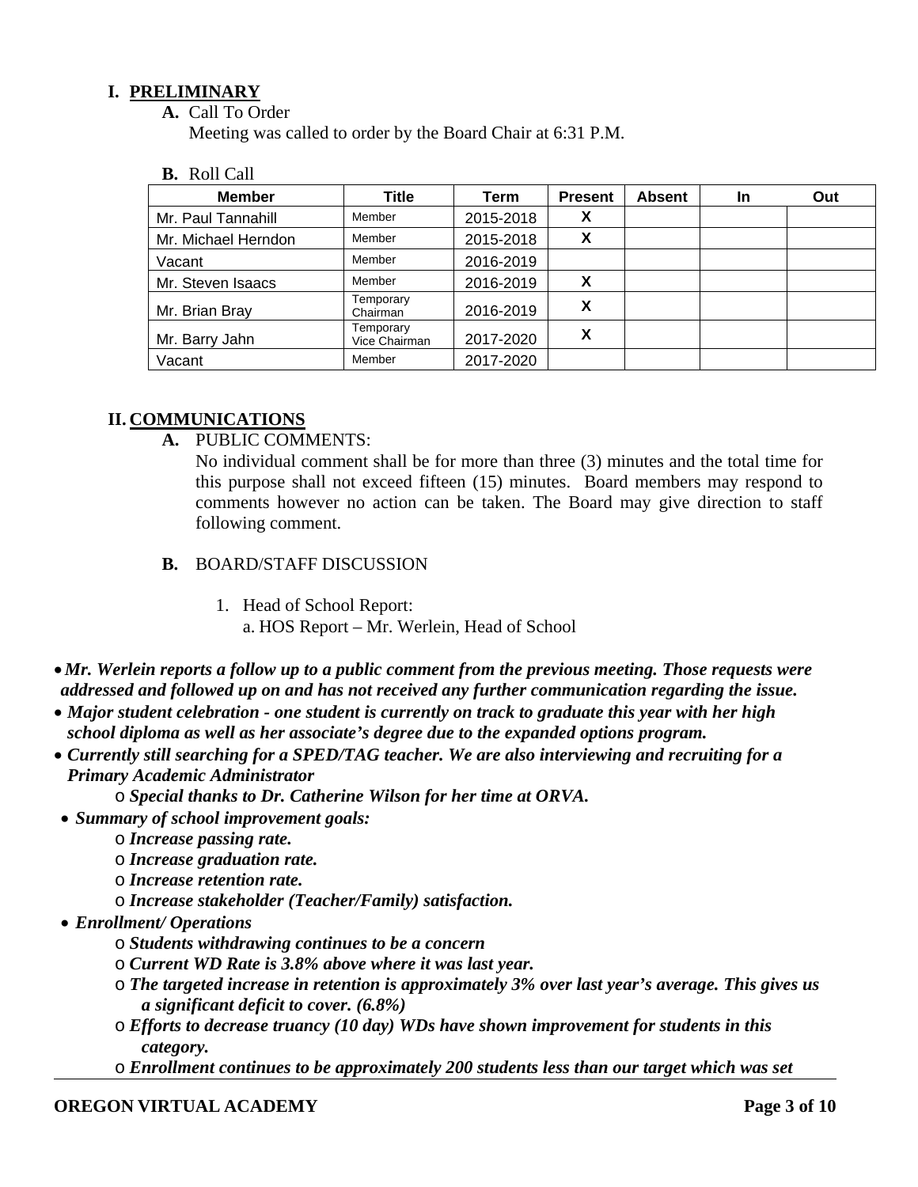# I. PRELIMINARY

**A.** Call To Order

Meeting was called to order by the Board Chair at 6:31 P.M.

**B.** Roll Call

| Member | Title | Term | Present | Absent | In | Out |
|---|---|---|---|---|---|---|
| Mr. Paul Tannahill | Member | 2015-2018 | X | | | |
| Mr. Michael Herndon | Member | 2015-2018 | X | | | |
| Vacant | Member | 2016-2019 | | | | |
| Mr. Steven Isaacs | Member | 2016-2019 | X | | | |
| Mr. Brian Bray | Temporary Chairman | 2016-2019 | X | | | |
| Mr. Barry Jahn | Temporary Vice Chairman | 2017-2020 | X | | | |
| Vacant | Member | 2017-2020 | | | | |

# II. COMMUNICATIONS

**A.** PUBLIC COMMENTS:

No individual comment shall be for more than three (3) minutes and the total time for this purpose shall not exceed fifteen (15) minutes. Board members may respond to comments however no action can be taken. The Board may give direction to staff following comment.

**B.** BOARD/STAFF DISCUSSION

1. Head of School Report:
   a. HOS Report – Mr. Werlein, Head of School

- ***Mr. Werlein reports a follow up to a public comment from the previous meeting. Those requests were addressed and followed up on and has not received any further communication regarding the issue.***
- ***Major student celebration - one student is currently on track to graduate this year with her high school diploma as well as her associate's degree due to the expanded options program.***
- ***Currently still searching for a SPED/TAG teacher. We are also interviewing and recruiting for a Primary Academic Administrator***
  - ***Special thanks to Dr. Catherine Wilson for her time at ORVA.***
- ***Summary of school improvement goals:***
  - ***Increase passing rate.***
  - ***Increase graduation rate.***
  - ***Increase retention rate.***
  - ***Increase stakeholder (Teacher/Family) satisfaction.***
- ***Enrollment/ Operations***
  - ***Students withdrawing continues to be a concern***
  - ***Current WD Rate is 3.8% above where it was last year.***
  - ***The targeted increase in retention is approximately 3% over last year's average. This gives us a significant deficit to cover. (6.8%)***
  - ***Efforts to decrease truancy (10 day) WDs have shown improvement for students in this category.***
  - ***Enrollment continues to be approximately 200 students less than our target which was set***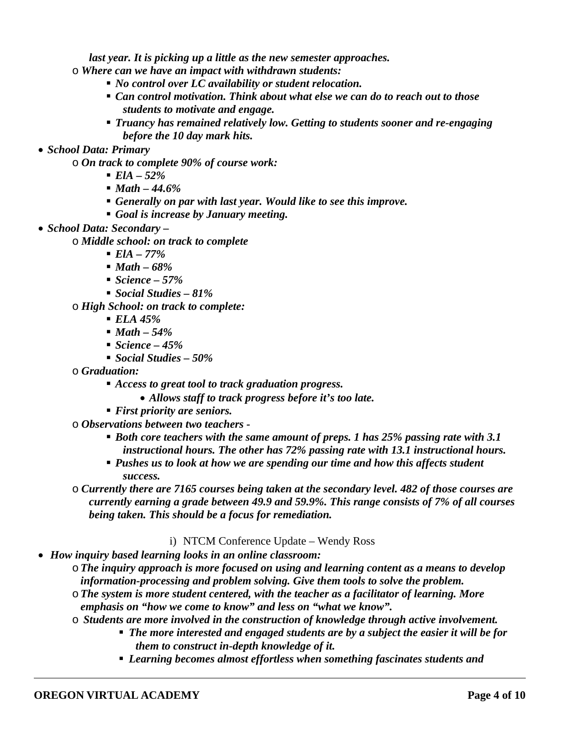*last year. It is picking up a little as the new semester approaches.*

- ***Where can we have an impact with withdrawn students:***
  - ***No control over LC availability or student relocation.***
  - ***Can control motivation. Think about what else we can do to reach out to those students to motivate and engage.***
  - ***Truancy has remained relatively low. Getting to students sooner and re-engaging before the 10 day mark hits.***

- ***School Data: Primary***
  - ***On track to complete 90% of course work:***
    - ***ElA – 52%***
    - ***Math – 44.6%***
    - ***Generally on par with last year. Would like to see this improve.***
    - ***Goal is increase by January meeting.***
- ***School Data: Secondary –***
  - ***Middle school: on track to complete***
    - ***ElA – 77%***
    - ***Math – 68%***
    - ***Science – 57%***
    - ***Social Studies – 81%***
  - ***High School: on track to complete:***
    - ***ELA 45%***
    - ***Math – 54%***
    - ***Science – 45%***
    - ***Social Studies – 50%***
  - ***Graduation:***
    - ***Access to great tool to track graduation progress.***
      - ***Allows staff to track progress before it's too late.***
    - ***First priority are seniors.***
  - ***Observations between two teachers -***
    - ***Both core teachers with the same amount of preps. 1 has 25% passing rate with 3.1 instructional hours. The other has 72% passing rate with 13.1 instructional hours.***
    - ***Pushes us to look at how we are spending our time and how this affects student success.***
  - ***Currently there are 7165 courses being taken at the secondary level. 482 of those courses are currently earning a grade between 49.9 and 59.9%. This range consists of 7% of all courses being taken. This should be a focus for remediation.***

i) NTCM Conference Update – Wendy Ross

- ***How inquiry based learning looks in an online classroom:***
  - ***The inquiry approach is more focused on using and learning content as a means to develop information-processing and problem solving. Give them tools to solve the problem.***
  - ***The system is more student centered, with the teacher as a facilitator of learning. More emphasis on "how we come to know" and less on "what we know".***
  - ***Students are more involved in the construction of knowledge through active involvement.***
    - ***The more interested and engaged students are by a subject the easier it will be for them to construct in-depth knowledge of it.***
    - ***Learning becomes almost effortless when something fascinates students and***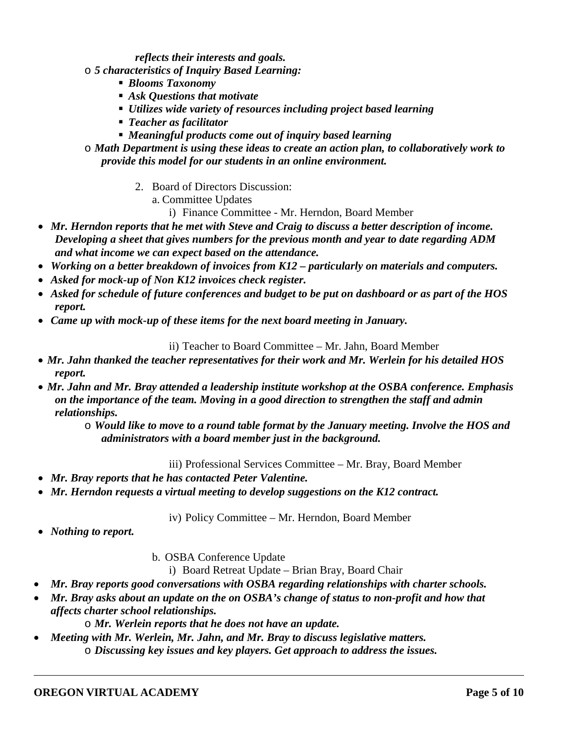***reflects their interests and goals.***

- ***5 characteristics of Inquiry Based Learning:***
  - ***Blooms Taxonomy***
  - ***Ask Questions that motivate***
  - ***Utilizes wide variety of resources including project based learning***
  - ***Teacher as facilitator***
  - ***Meaningful products come out of inquiry based learning***
- ***Math Department is using these ideas to create an action plan, to collaboratively work to provide this model for our students in an online environment.***

2. Board of Directors Discussion:

   a. Committee Updates

      i) Finance Committee - Mr. Herndon, Board Member

- ***Mr. Herndon reports that he met with Steve and Craig to discuss a better description of income. Developing a sheet that gives numbers for the previous month and year to date regarding ADM and what income we can expect based on the attendance.***
- ***Working on a better breakdown of invoices from K12 – particularly on materials and computers.***
- ***Asked for mock-up of Non K12 invoices check register.***
- ***Asked for schedule of future conferences and budget to be put on dashboard or as part of the HOS report.***
- ***Came up with mock-up of these items for the next board meeting in January.***

      ii) Teacher to Board Committee – Mr. Jahn, Board Member

- ***Mr. Jahn thanked the teacher representatives for their work and Mr. Werlein for his detailed HOS report.***
- ***Mr. Jahn and Mr. Bray attended a leadership institute workshop at the OSBA conference. Emphasis on the importance of the team. Moving in a good direction to strengthen the staff and admin relationships.***
  - ***Would like to move to a round table format by the January meeting. Involve the HOS and administrators with a board member just in the background.***

      iii) Professional Services Committee – Mr. Bray, Board Member

- ***Mr. Bray reports that he has contacted Peter Valentine.***
- ***Mr. Herndon requests a virtual meeting to develop suggestions on the K12 contract.***

      iv) Policy Committee – Mr. Herndon, Board Member

- ***Nothing to report.***

   b. OSBA Conference Update

      i) Board Retreat Update – Brian Bray, Board Chair

- ***Mr. Bray reports good conversations with OSBA regarding relationships with charter schools.***
- ***Mr. Bray asks about an update on the on OSBA's change of status to non-profit and how that affects charter school relationships.***
  - ***Mr. Werlein reports that he does not have an update.***
- ***Meeting with Mr. Werlein, Mr. Jahn, and Mr. Bray to discuss legislative matters.***
  - ***Discussing key issues and key players. Get approach to address the issues.***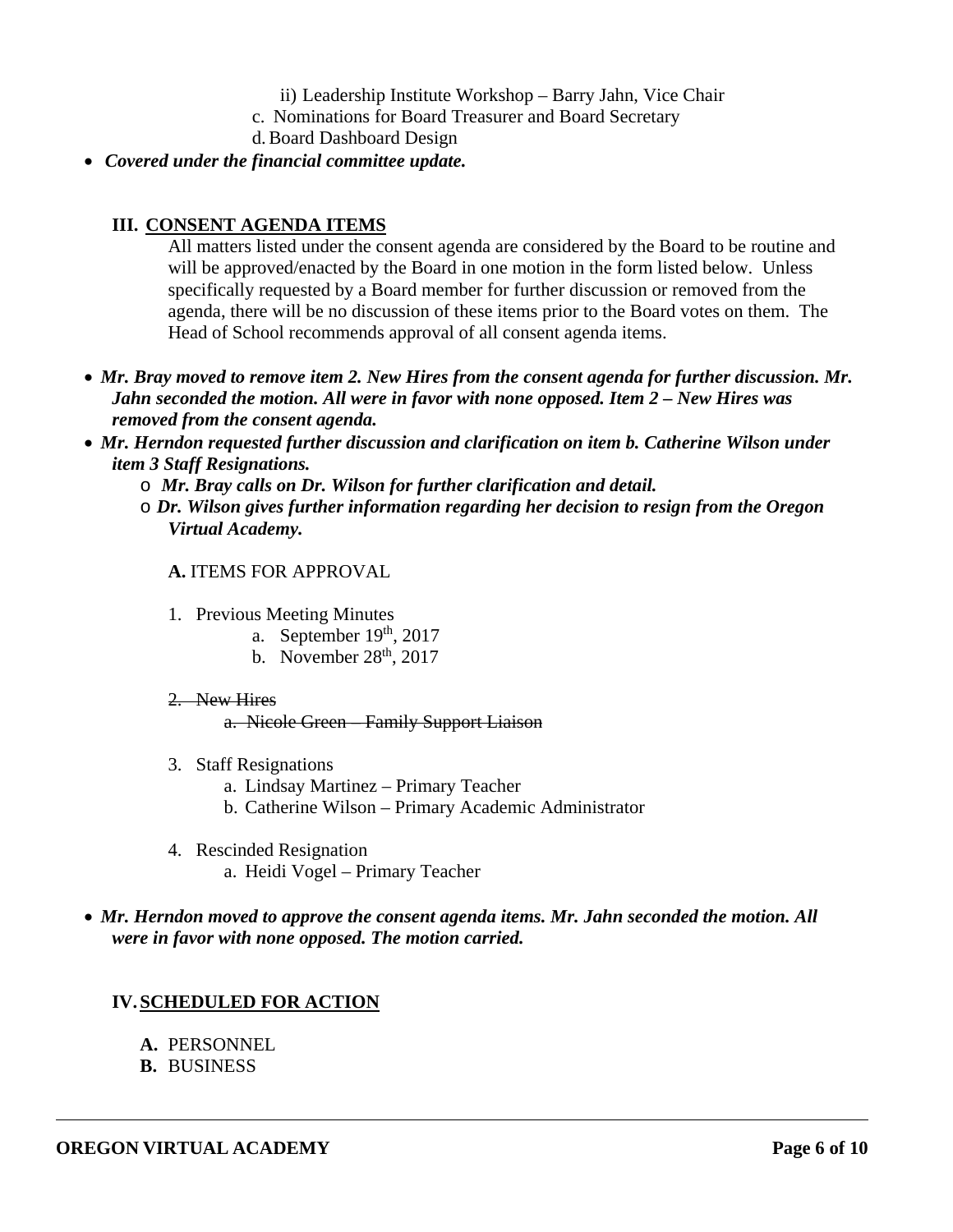ii) Leadership Institute Workshop – Barry Jahn, Vice Chair

c. Nominations for Board Treasurer and Board Secretary

d. Board Dashboard Design

- ***Covered under the financial committee update.***

## III. CONSENT AGENDA ITEMS

All matters listed under the consent agenda are considered by the Board to be routine and will be approved/enacted by the Board in one motion in the form listed below. Unless specifically requested by a Board member for further discussion or removed from the agenda, there will be no discussion of these items prior to the Board votes on them. The Head of School recommends approval of all consent agenda items.

- ***Mr. Bray moved to remove item 2. New Hires from the consent agenda for further discussion. Mr. Jahn seconded the motion. All were in favor with none opposed. Item 2 – New Hires was removed from the consent agenda.***
- ***Mr. Herndon requested further discussion and clarification on item b. Catherine Wilson under item 3 Staff Resignations.***
  - ***Mr. Bray calls on Dr. Wilson for further clarification and detail.***
  - ***Dr. Wilson gives further information regarding her decision to resign from the Oregon Virtual Academy.***

**A.** ITEMS FOR APPROVAL

1. Previous Meeting Minutes
   a. September 19th, 2017
   b. November 28th, 2017

2. ~~New Hires~~
   ~~a. Nicole Green – Family Support Liaison~~

3. Staff Resignations
   a. Lindsay Martinez – Primary Teacher
   b. Catherine Wilson – Primary Academic Administrator

4. Rescinded Resignation
   a. Heidi Vogel – Primary Teacher

- ***Mr. Herndon moved to approve the consent agenda items. Mr. Jahn seconded the motion. All were in favor with none opposed. The motion carried.***

## IV. SCHEDULED FOR ACTION

**A.** PERSONNEL

**B.** BUSINESS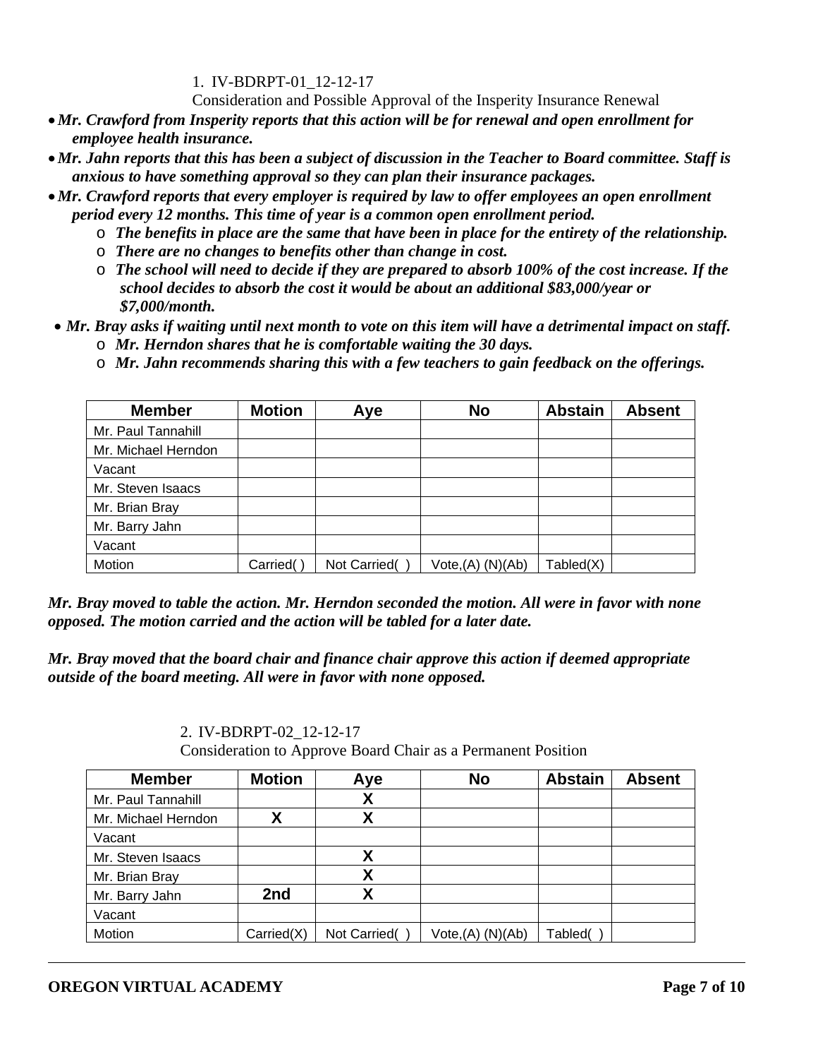1. IV-BDRPT-01_12-12-17

Consideration and Possible Approval of the Insperity Insurance Renewal

- ***Mr. Crawford from Insperity reports that this action will be for renewal and open enrollment for employee health insurance.***
- ***Mr. Jahn reports that this has been a subject of discussion in the Teacher to Board committee. Staff is anxious to have something approval so they can plan their insurance packages.***
- ***Mr. Crawford reports that every employer is required by law to offer employees an open enrollment period every 12 months. This time of year is a common open enrollment period.***
    - ***The benefits in place are the same that have been in place for the entirety of the relationship.***
    - ***There are no changes to benefits other than change in cost.***
    - ***The school will need to decide if they are prepared to absorb 100% of the cost increase. If the school decides to absorb the cost it would be about an additional $83,000/year or $7,000/month.***
- ***Mr. Bray asks if waiting until next month to vote on this item will have a detrimental impact on staff.***
    - ***Mr. Herndon shares that he is comfortable waiting the 30 days.***
    - ***Mr. Jahn recommends sharing this with a few teachers to gain feedback on the offerings.***

| Member | Motion | Aye | No | Abstain | Absent |
|---|---|---|---|---|---|
| Mr. Paul Tannahill | | | | | |
| Mr. Michael Herndon | | | | | |
| Vacant | | | | | |
| Mr. Steven Isaacs | | | | | |
| Mr. Brian Bray | | | | | |
| Mr. Barry Jahn | | | | | |
| Vacant | | | | | |
| Motion | Carried( ) | Not Carried( ) | Vote,(A) (N)(Ab) | Tabled(X) | |

***Mr. Bray moved to table the action. Mr. Herndon seconded the motion. All were in favor with none opposed. The motion carried and the action will be tabled for a later date.***

***Mr. Bray moved that the board chair and finance chair approve this action if deemed appropriate outside of the board meeting. All were in favor with none opposed.***

2. IV-BDRPT-02_12-12-17

Consideration to Approve Board Chair as a Permanent Position

| Member | Motion | Aye | No | Abstain | Absent |
|---|---|---|---|---|---|
| Mr. Paul Tannahill | | X | | | |
| Mr. Michael Herndon | X | X | | | |
| Vacant | | | | | |
| Mr. Steven Isaacs | | X | | | |
| Mr. Brian Bray | | X | | | |
| Mr. Barry Jahn | 2nd | X | | | |
| Vacant | | | | | |
| Motion | Carried(X) | Not Carried( ) | Vote,(A) (N)(Ab) | Tabled( ) | |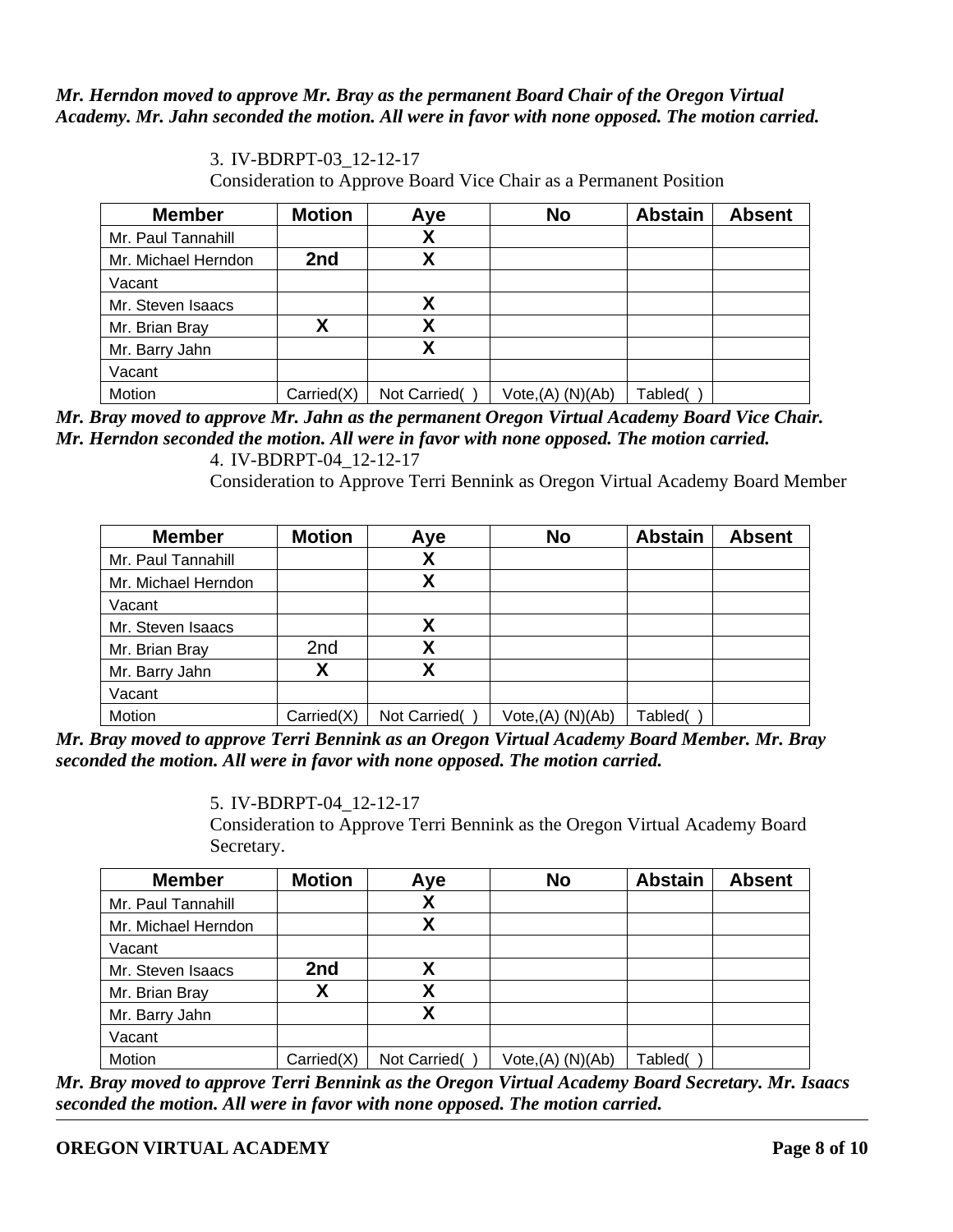***Mr. Herndon moved to approve Mr. Bray as the permanent Board Chair of the Oregon Virtual Academy. Mr. Jahn seconded the motion. All were in favor with none opposed. The motion carried.***

3. IV-BDRPT-03_12-12-17
Consideration to Approve Board Vice Chair as a Permanent Position

| Member | Motion | Aye | No | Abstain | Absent |
|---|---|---|---|---|---|
| Mr. Paul Tannahill | | X | | | |
| Mr. Michael Herndon | **2nd** | X | | | |
| Vacant | | | | | |
| Mr. Steven Isaacs | | X | | | |
| Mr. Brian Bray | X | X | | | |
| Mr. Barry Jahn | | X | | | |
| Vacant | | | | | |
| Motion | Carried(X) | Not Carried( ) | Vote,(A) (N)(Ab) | Tabled( ) | |

***Mr. Bray moved to approve Mr. Jahn as the permanent Oregon Virtual Academy Board Vice Chair. Mr. Herndon seconded the motion. All were in favor with none opposed. The motion carried.***

4. IV-BDRPT-04_12-12-17
Consideration to Approve Terri Bennink as Oregon Virtual Academy Board Member

| Member | Motion | Aye | No | Abstain | Absent |
|---|---|---|---|---|---|
| Mr. Paul Tannahill | | X | | | |
| Mr. Michael Herndon | | X | | | |
| Vacant | | | | | |
| Mr. Steven Isaacs | | X | | | |
| Mr. Brian Bray | 2nd | X | | | |
| Mr. Barry Jahn | X | X | | | |
| Vacant | | | | | |
| Motion | Carried(X) | Not Carried( ) | Vote,(A) (N)(Ab) | Tabled( ) | |

***Mr. Bray moved to approve Terri Bennink as an Oregon Virtual Academy Board Member. Mr. Bray seconded the motion. All were in favor with none opposed. The motion carried.***

5. IV-BDRPT-04_12-12-17
Consideration to Approve Terri Bennink as the Oregon Virtual Academy Board Secretary.

| Member | Motion | Aye | No | Abstain | Absent |
|---|---|---|---|---|---|
| Mr. Paul Tannahill | | X | | | |
| Mr. Michael Herndon | | X | | | |
| Vacant | | | | | |
| Mr. Steven Isaacs | **2nd** | X | | | |
| Mr. Brian Bray | X | X | | | |
| Mr. Barry Jahn | | X | | | |
| Vacant | | | | | |
| Motion | Carried(X) | Not Carried( ) | Vote,(A) (N)(Ab) | Tabled( ) | |

***Mr. Bray moved to approve Terri Bennink as the Oregon Virtual Academy Board Secretary. Mr. Isaacs seconded the motion. All were in favor with none opposed. The motion carried.***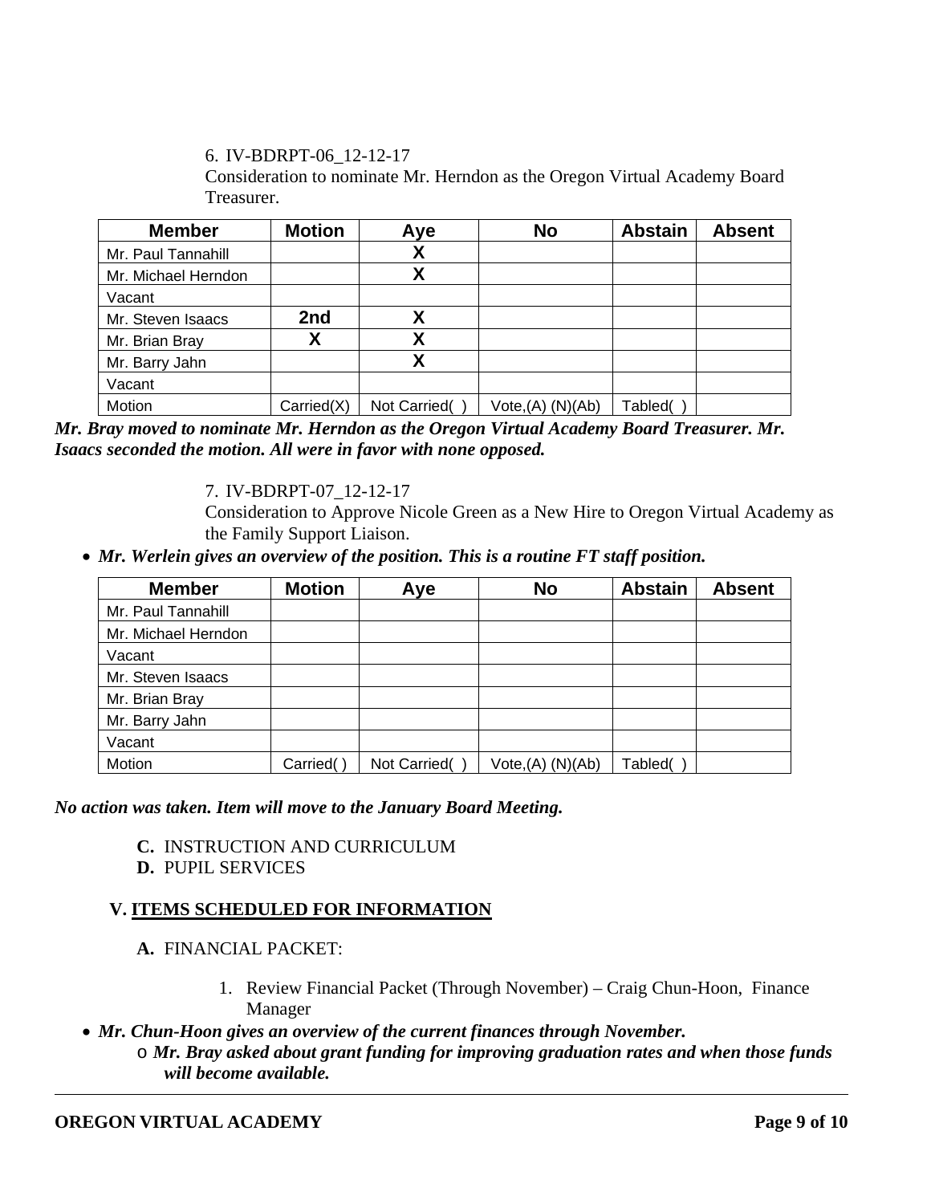6. IV-BDRPT-06_12-12-17
Consideration to nominate Mr. Herndon as the Oregon Virtual Academy Board Treasurer.

| Member | Motion | Aye | No | Abstain | Absent |
|---|---|---|---|---|---|
| Mr. Paul Tannahill | | X | | | |
| Mr. Michael Herndon | | X | | | |
| Vacant | | | | | |
| Mr. Steven Isaacs | 2nd | X | | | |
| Mr. Brian Bray | X | X | | | |
| Mr. Barry Jahn | | X | | | |
| Vacant | | | | | |
| Motion | Carried(X) | Not Carried( ) | Vote,(A) (N)(Ab) | Tabled( ) | |

***Mr. Bray moved to nominate Mr. Herndon as the Oregon Virtual Academy Board Treasurer. Mr. Isaacs seconded the motion. All were in favor with none opposed.***

7. IV-BDRPT-07_12-12-17
Consideration to Approve Nicole Green as a New Hire to Oregon Virtual Academy as the Family Support Liaison.

- ***Mr. Werlein gives an overview of the position. This is a routine FT staff position.***

| Member | Motion | Aye | No | Abstain | Absent |
|---|---|---|---|---|---|
| Mr. Paul Tannahill | | | | | |
| Mr. Michael Herndon | | | | | |
| Vacant | | | | | |
| Mr. Steven Isaacs | | | | | |
| Mr. Brian Bray | | | | | |
| Mr. Barry Jahn | | | | | |
| Vacant | | | | | |
| Motion | Carried( ) | Not Carried( ) | Vote,(A) (N)(Ab) | Tabled( ) | |

***No action was taken. Item will move to the January Board Meeting.***

**C.** INSTRUCTION AND CURRICULUM
**D.** PUPIL SERVICES

## V. ITEMS SCHEDULED FOR INFORMATION

**A.** FINANCIAL PACKET:

1. Review Financial Packet (Through November) – Craig Chun-Hoon, Finance Manager

- ***Mr. Chun-Hoon gives an overview of the current finances through November.***
  - ***Mr. Bray asked about grant funding for improving graduation rates and when those funds will become available.***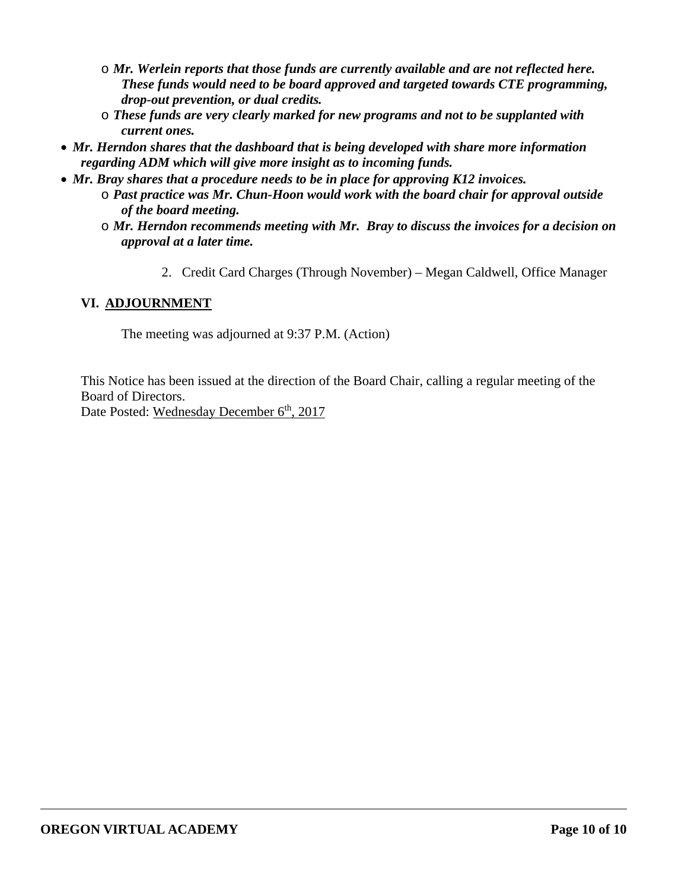- *Mr. Werlein reports that those funds are currently available and are not reflected here. These funds would need to be board approved and targeted towards CTE programming, drop-out prevention, or dual credits.*
    - *These funds are very clearly marked for new programs and not to be supplanted with current ones.*
- ***Mr. Herndon shares that the dashboard that is being developed with share more information regarding ADM which will give more insight as to incoming funds.***
- ***Mr. Bray shares that a procedure needs to be in place for approving K12 invoices.***
    - ***Past practice was Mr. Chun-Hoon would work with the board chair for approval outside of the board meeting.***
    - ***Mr. Herndon recommends meeting with Mr. Bray to discuss the invoices for a decision on approval at a later time.***

2. Credit Card Charges (Through November) – Megan Caldwell, Office Manager

## VI. ADJOURNMENT

The meeting was adjourned at 9:37 P.M. (Action)

This Notice has been issued at the direction of the Board Chair, calling a regular meeting of the Board of Directors.
Date Posted: Wednesday December 6th, 2017